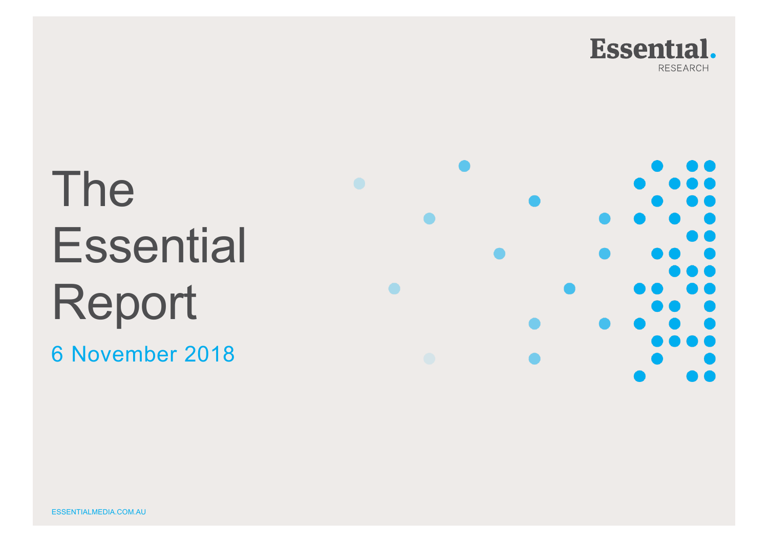Essential. RESEARCH

# The Essential Report

6 November 2018

ESSENTIALMEDIA.COM.AU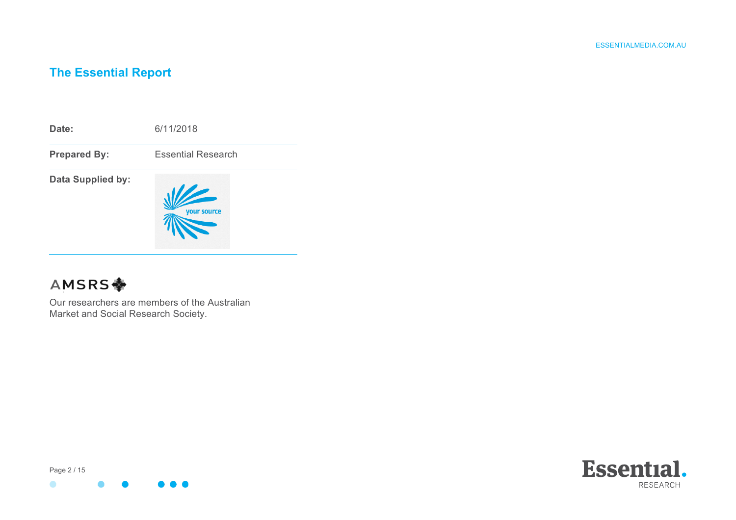## The Essential Report

| | |
|---|---|
| **Date:** | 6/11/2018 |
| **Prepared By:** | Essential Research |
| **Data Supplied by:** | your source |

AMSRS

Our researchers are members of the Australian Market and Social Research Society.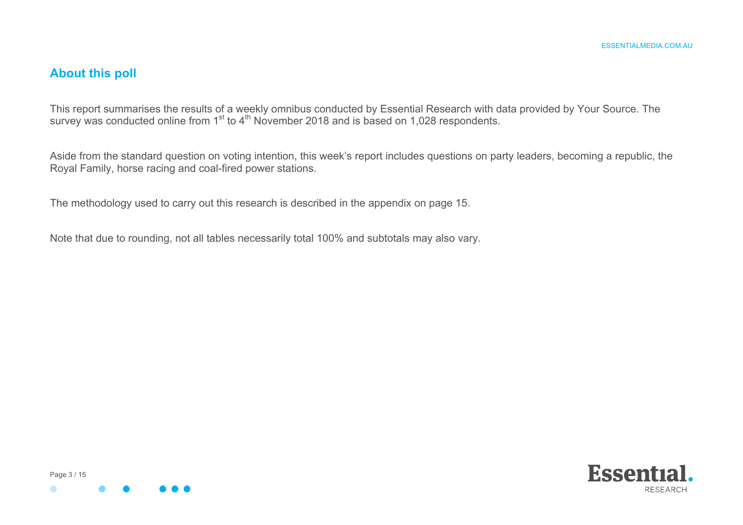## About this poll

This report summarises the results of a weekly omnibus conducted by Essential Research with data provided by Your Source. The survey was conducted online from 1st to 4th November 2018 and is based on 1,028 respondents.

Aside from the standard question on voting intention, this week's report includes questions on party leaders, becoming a republic, the Royal Family, horse racing and coal-fired power stations.

The methodology used to carry out this research is described in the appendix on page 15.

Note that due to rounding, not all tables necessarily total 100% and subtotals may also vary.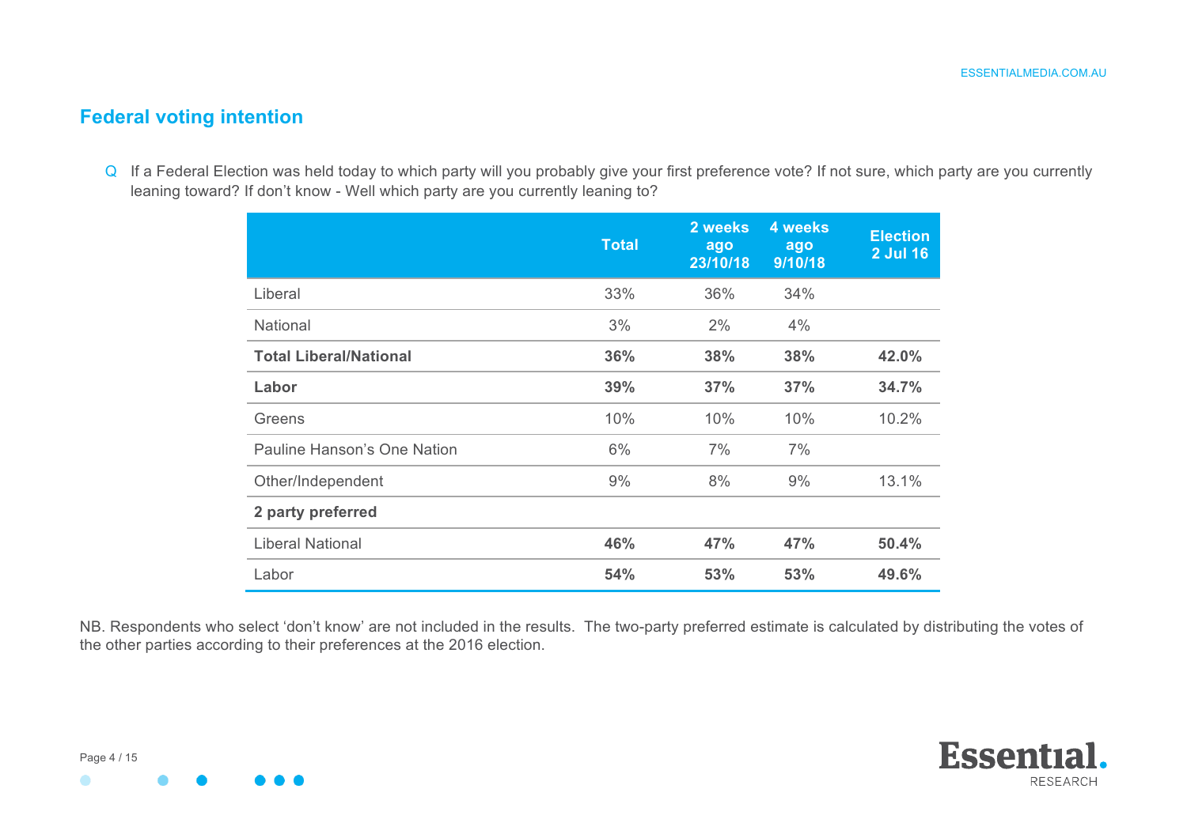## Federal voting intention

Q If a Federal Election was held today to which party will you probably give your first preference vote? If not sure, which party are you currently leaning toward? If don't know - Well which party are you currently leaning to?

| | Total | 2 weeks ago 23/10/18 | 4 weeks ago 9/10/18 | Election 2 Jul 16 |
|---|---|---|---|---|
| Liberal | 33% | 36% | 34% | |
| National | 3% | 2% | 4% | |
| **Total Liberal/National** | **36%** | **38%** | **38%** | **42.0%** |
| **Labor** | **39%** | **37%** | **37%** | **34.7%** |
| Greens | 10% | 10% | 10% | 10.2% |
| Pauline Hanson's One Nation | 6% | 7% | 7% | |
| Other/Independent | 9% | 8% | 9% | 13.1% |
| **2 party preferred** | | | | |
| Liberal National | **46%** | **47%** | **47%** | **50.4%** |
| Labor | **54%** | **53%** | **53%** | **49.6%** |

NB. Respondents who select 'don't know' are not included in the results. The two-party preferred estimate is calculated by distributing the votes of the other parties according to their preferences at the 2016 election.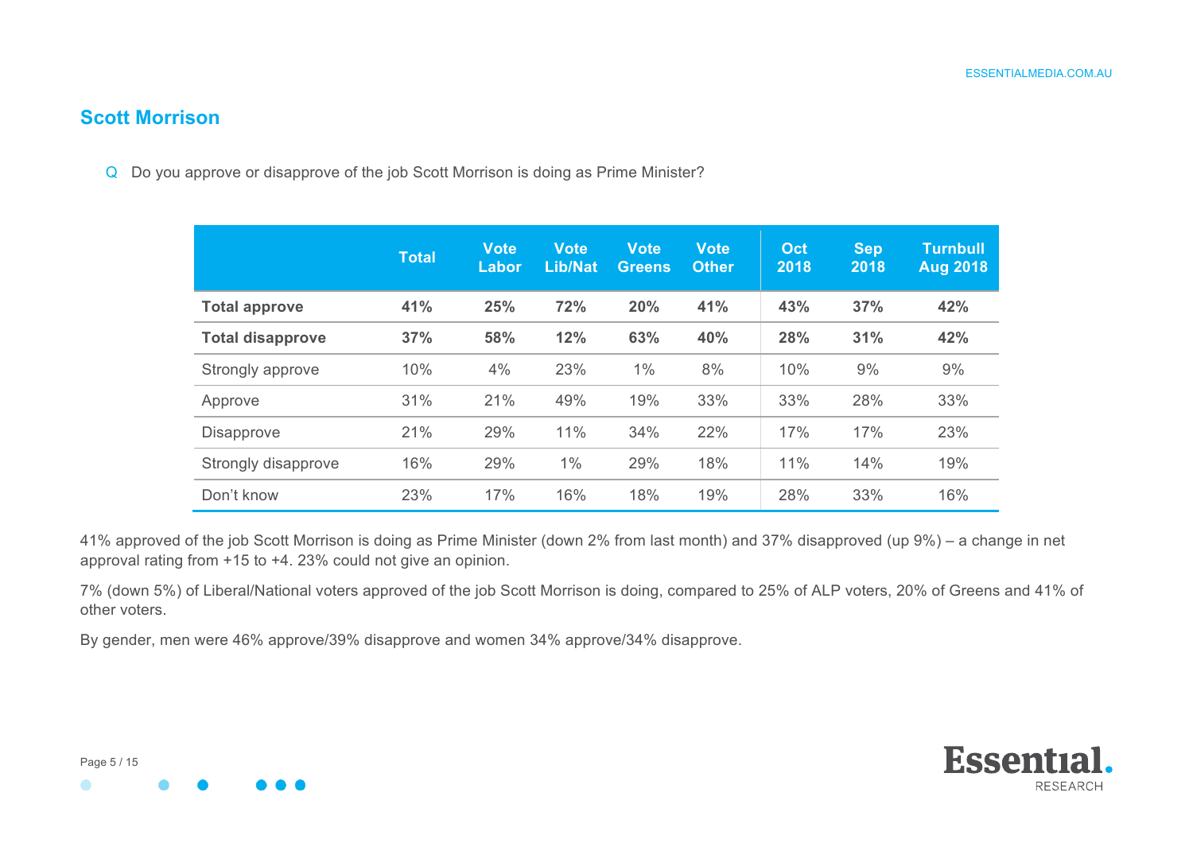## Scott Morrison

Q Do you approve or disapprove of the job Scott Morrison is doing as Prime Minister?

| | Total | Vote Labor | Vote Lib/Nat | Vote Greens | Vote Other | Oct 2018 | Sep 2018 | Turnbull Aug 2018 |
|---|---|---|---|---|---|---|---|---|
| **Total approve** | **41%** | **25%** | **72%** | **20%** | **41%** | **43%** | **37%** | **42%** |
| **Total disapprove** | **37%** | **58%** | **12%** | **63%** | **40%** | **28%** | **31%** | **42%** |
| Strongly approve | 10% | 4% | 23% | 1% | 8% | 10% | 9% | 9% |
| Approve | 31% | 21% | 49% | 19% | 33% | 33% | 28% | 33% |
| Disapprove | 21% | 29% | 11% | 34% | 22% | 17% | 17% | 23% |
| Strongly disapprove | 16% | 29% | 1% | 29% | 18% | 11% | 14% | 19% |
| Don't know | 23% | 17% | 16% | 18% | 19% | 28% | 33% | 16% |

41% approved of the job Scott Morrison is doing as Prime Minister (down 2% from last month) and 37% disapproved (up 9%) – a change in net approval rating from +15 to +4. 23% could not give an opinion.

7% (down 5%) of Liberal/National voters approved of the job Scott Morrison is doing, compared to 25% of ALP voters, 20% of Greens and 41% of other voters.

By gender, men were 46% approve/39% disapprove and women 34% approve/34% disapprove.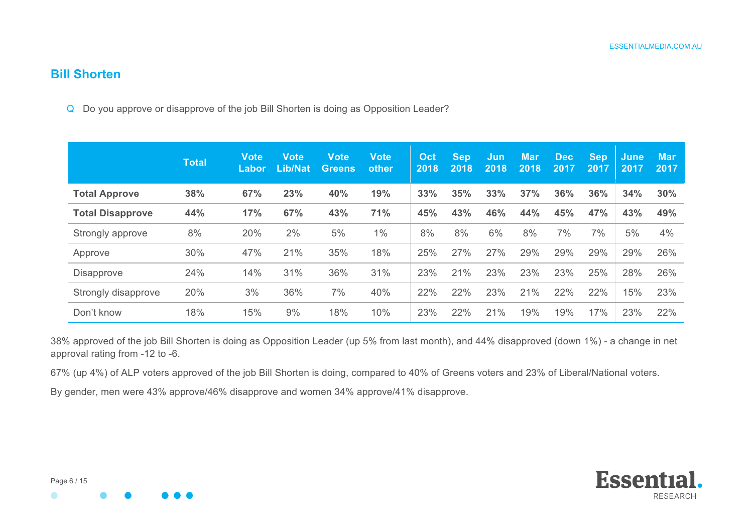## Bill Shorten

Q Do you approve or disapprove of the job Bill Shorten is doing as Opposition Leader?

| | Total | Vote Labor | Vote Lib/Nat | Vote Greens | Vote other | Oct 2018 | Sep 2018 | Jun 2018 | Mar 2018 | Dec 2017 | Sep 2017 | June 2017 | Mar 2017 |
|---|---|---|---|---|---|---|---|---|---|---|---|---|---|
| **Total Approve** | **38%** | **67%** | **23%** | **40%** | **19%** | **33%** | **35%** | **33%** | **37%** | **36%** | **36%** | **34%** | **30%** |
| **Total Disapprove** | **44%** | **17%** | **67%** | **43%** | **71%** | **45%** | **43%** | **46%** | **44%** | **45%** | **47%** | **43%** | **49%** |
| Strongly approve | 8% | 20% | 2% | 5% | 1% | 8% | 8% | 6% | 8% | 7% | 7% | 5% | 4% |
| Approve | 30% | 47% | 21% | 35% | 18% | 25% | 27% | 27% | 29% | 29% | 29% | 29% | 26% |
| Disapprove | 24% | 14% | 31% | 36% | 31% | 23% | 21% | 23% | 23% | 23% | 25% | 28% | 26% |
| Strongly disapprove | 20% | 3% | 36% | 7% | 40% | 22% | 22% | 23% | 21% | 22% | 22% | 15% | 23% |
| Don't know | 18% | 15% | 9% | 18% | 10% | 23% | 22% | 21% | 19% | 19% | 17% | 23% | 22% |

38% approved of the job Bill Shorten is doing as Opposition Leader (up 5% from last month), and 44% disapproved (down 1%) - a change in net approval rating from -12 to -6.

67% (up 4%) of ALP voters approved of the job Bill Shorten is doing, compared to 40% of Greens voters and 23% of Liberal/National voters.

By gender, men were 43% approve/46% disapprove and women 34% approve/41% disapprove.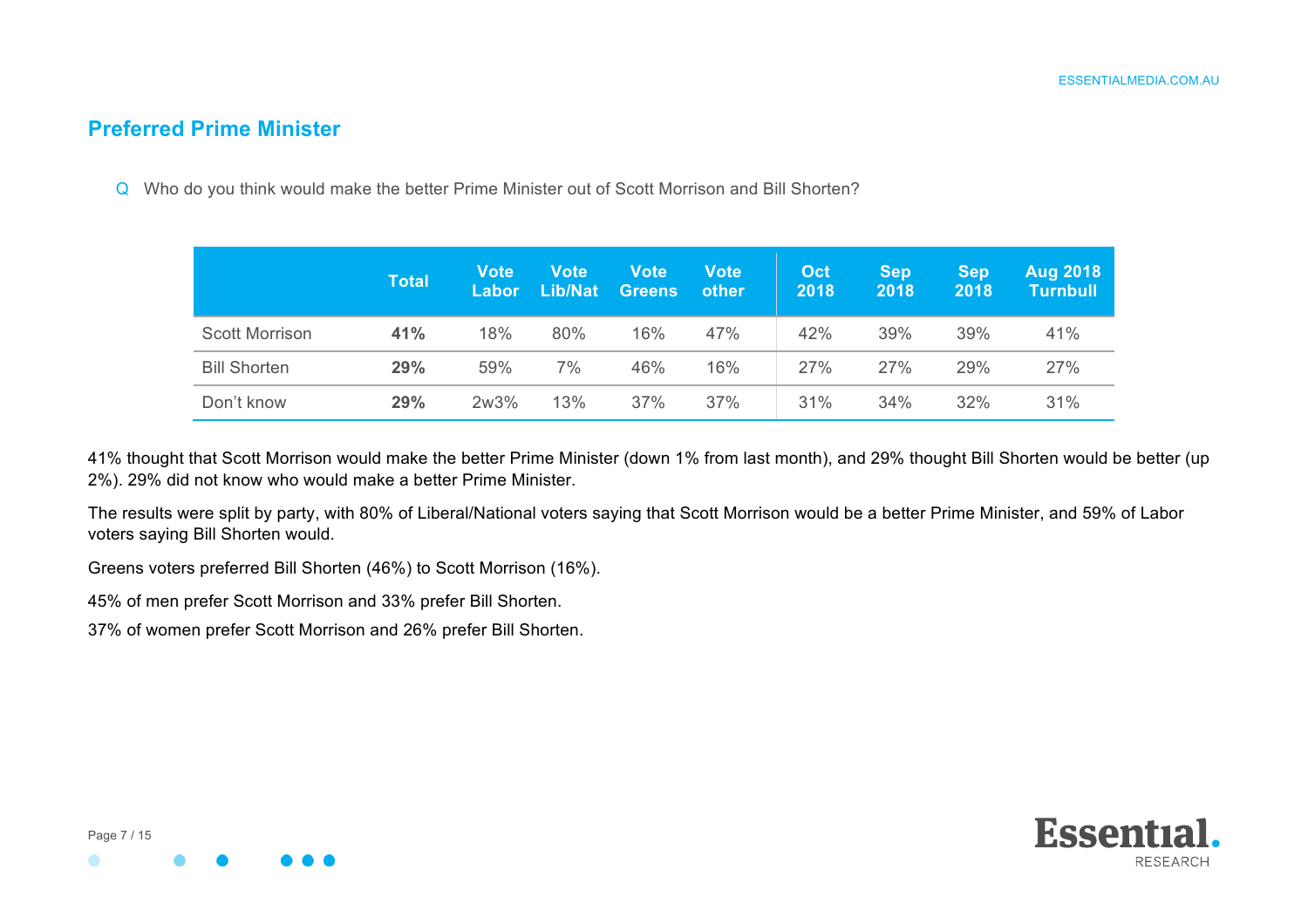## Preferred Prime Minister

Q Who do you think would make the better Prime Minister out of Scott Morrison and Bill Shorten?

| | Total | Vote Labor | Vote Lib/Nat | Vote Greens | Vote other | Oct 2018 | Sep 2018 | Sep 2018 | Aug 2018 Turnbull |
|---|---|---|---|---|---|---|---|---|---|
| Scott Morrison | **41%** | 18% | 80% | 16% | 47% | 42% | 39% | 39% | 41% |
| Bill Shorten | **29%** | 59% | 7% | 46% | 16% | 27% | 27% | 29% | 27% |
| Don't know | **29%** | 2w3% | 13% | 37% | 37% | 31% | 34% | 32% | 31% |

41% thought that Scott Morrison would make the better Prime Minister (down 1% from last month), and 29% thought Bill Shorten would be better (up 2%). 29% did not know who would make a better Prime Minister.

The results were split by party, with 80% of Liberal/National voters saying that Scott Morrison would be a better Prime Minister, and 59% of Labor voters saying Bill Shorten would.

Greens voters preferred Bill Shorten (46%) to Scott Morrison (16%).

45% of men prefer Scott Morrison and 33% prefer Bill Shorten.

37% of women prefer Scott Morrison and 26% prefer Bill Shorten.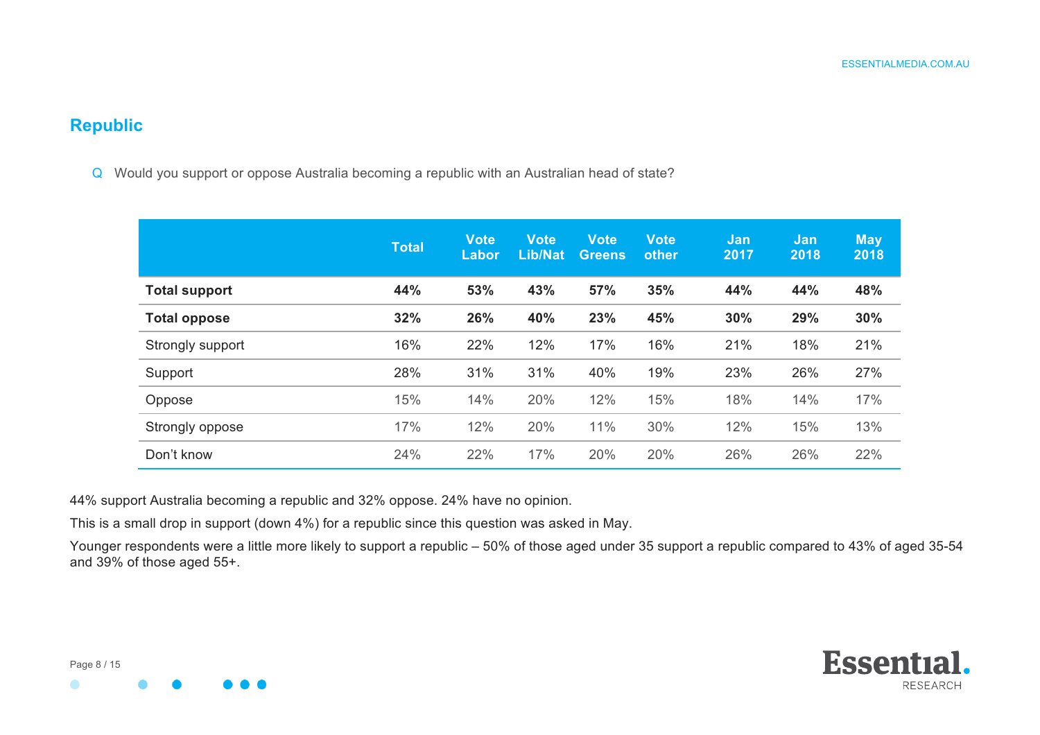## Republic

Q Would you support or oppose Australia becoming a republic with an Australian head of state?

| | Total | Vote Labor | Vote Lib/Nat | Vote Greens | Vote other | Jan 2017 | Jan 2018 | May 2018 |
|---|---|---|---|---|---|---|---|---|
| **Total support** | **44%** | **53%** | **43%** | **57%** | **35%** | **44%** | **44%** | **48%** |
| **Total oppose** | **32%** | **26%** | **40%** | **23%** | **45%** | **30%** | **29%** | **30%** |
| Strongly support | 16% | 22% | 12% | 17% | 16% | 21% | 18% | 21% |
| Support | 28% | 31% | 31% | 40% | 19% | 23% | 26% | 27% |
| Oppose | 15% | 14% | 20% | 12% | 15% | 18% | 14% | 17% |
| Strongly oppose | 17% | 12% | 20% | 11% | 30% | 12% | 15% | 13% |
| Don't know | 24% | 22% | 17% | 20% | 20% | 26% | 26% | 22% |

44% support Australia becoming a republic and 32% oppose. 24% have no opinion.

This is a small drop in support (down 4%) for a republic since this question was asked in May.

Younger respondents were a little more likely to support a republic – 50% of those aged under 35 support a republic compared to 43% of aged 35-54 and 39% of those aged 55+.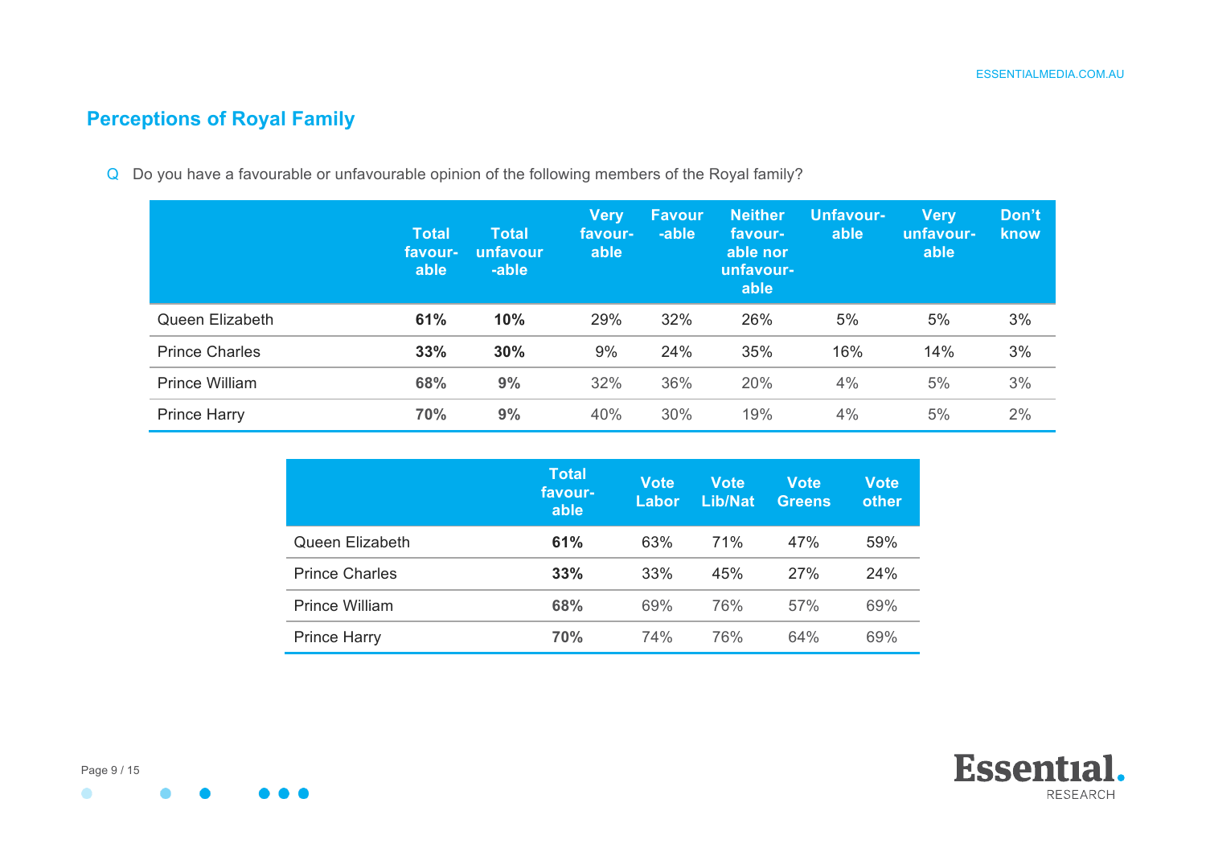## Perceptions of Royal Family

Q Do you have a favourable or unfavourable opinion of the following members of the Royal family?

| | Total favourable | Total unfavourable | Very favourable | Favourable | Neither favourable nor unfavourable | Unfavourable | Very unfavourable | Don't know |
|---|---|---|---|---|---|---|---|---|
| Queen Elizabeth | **61%** | **10%** | 29% | 32% | 26% | 5% | 5% | 3% |
| Prince Charles | **33%** | **30%** | 9% | 24% | 35% | 16% | 14% | 3% |
| Prince William | **68%** | **9%** | 32% | 36% | 20% | 4% | 5% | 3% |
| Prince Harry | **70%** | **9%** | 40% | 30% | 19% | 4% | 5% | 2% |

| | Total favourable | Vote Labor | Vote Lib/Nat | Vote Greens | Vote other |
|---|---|---|---|---|---|
| Queen Elizabeth | **61%** | 63% | 71% | 47% | 59% |
| Prince Charles | **33%** | 33% | 45% | 27% | 24% |
| Prince William | **68%** | 69% | 76% | 57% | 69% |
| Prince Harry | **70%** | 74% | 76% | 64% | 69% |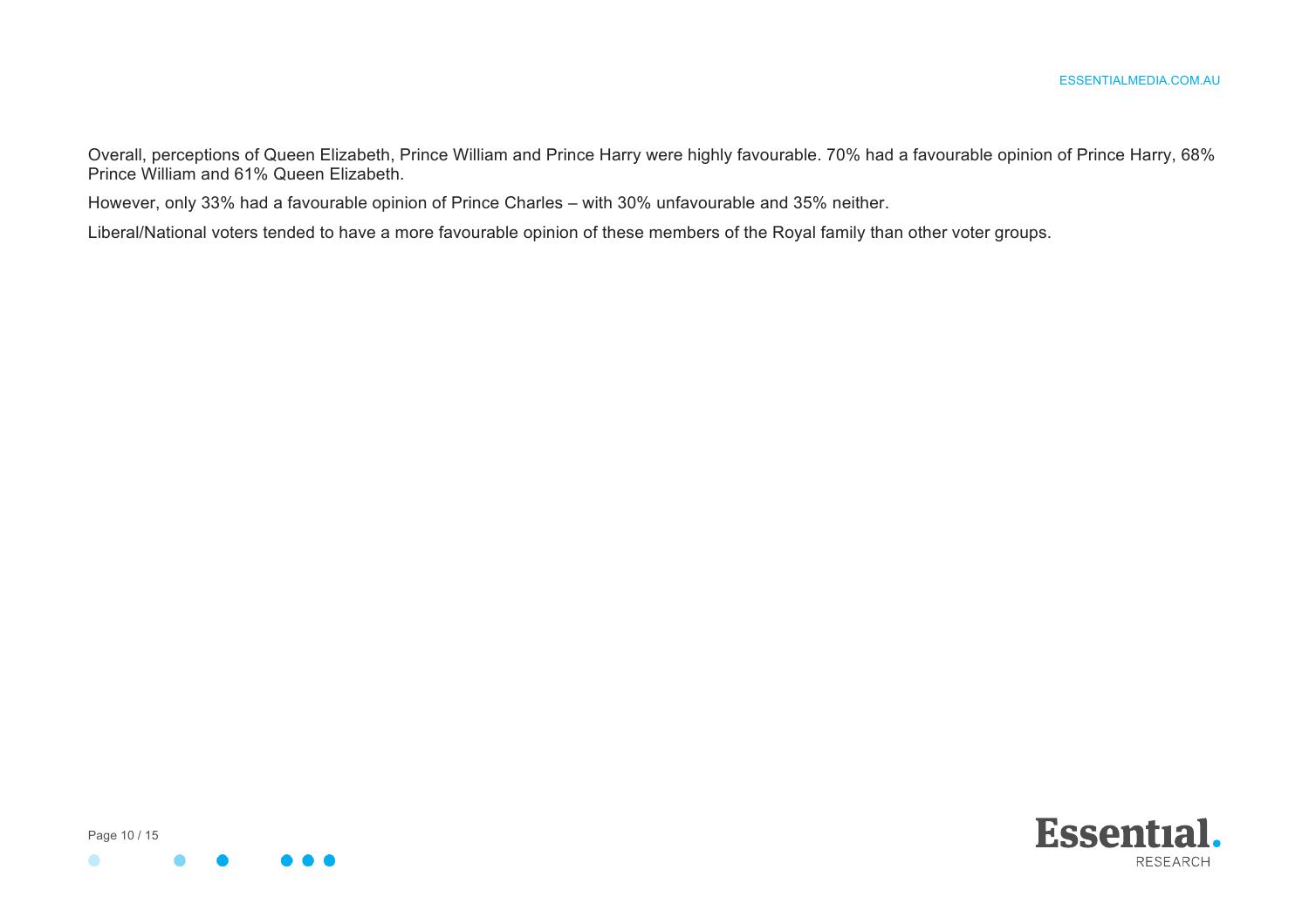Overall, perceptions of Queen Elizabeth, Prince William and Prince Harry were highly favourable. 70% had a favourable opinion of Prince Harry, 68% Prince William and 61% Queen Elizabeth.

However, only 33% had a favourable opinion of Prince Charles – with 30% unfavourable and 35% neither.

Liberal/National voters tended to have a more favourable opinion of these members of the Royal family than other voter groups.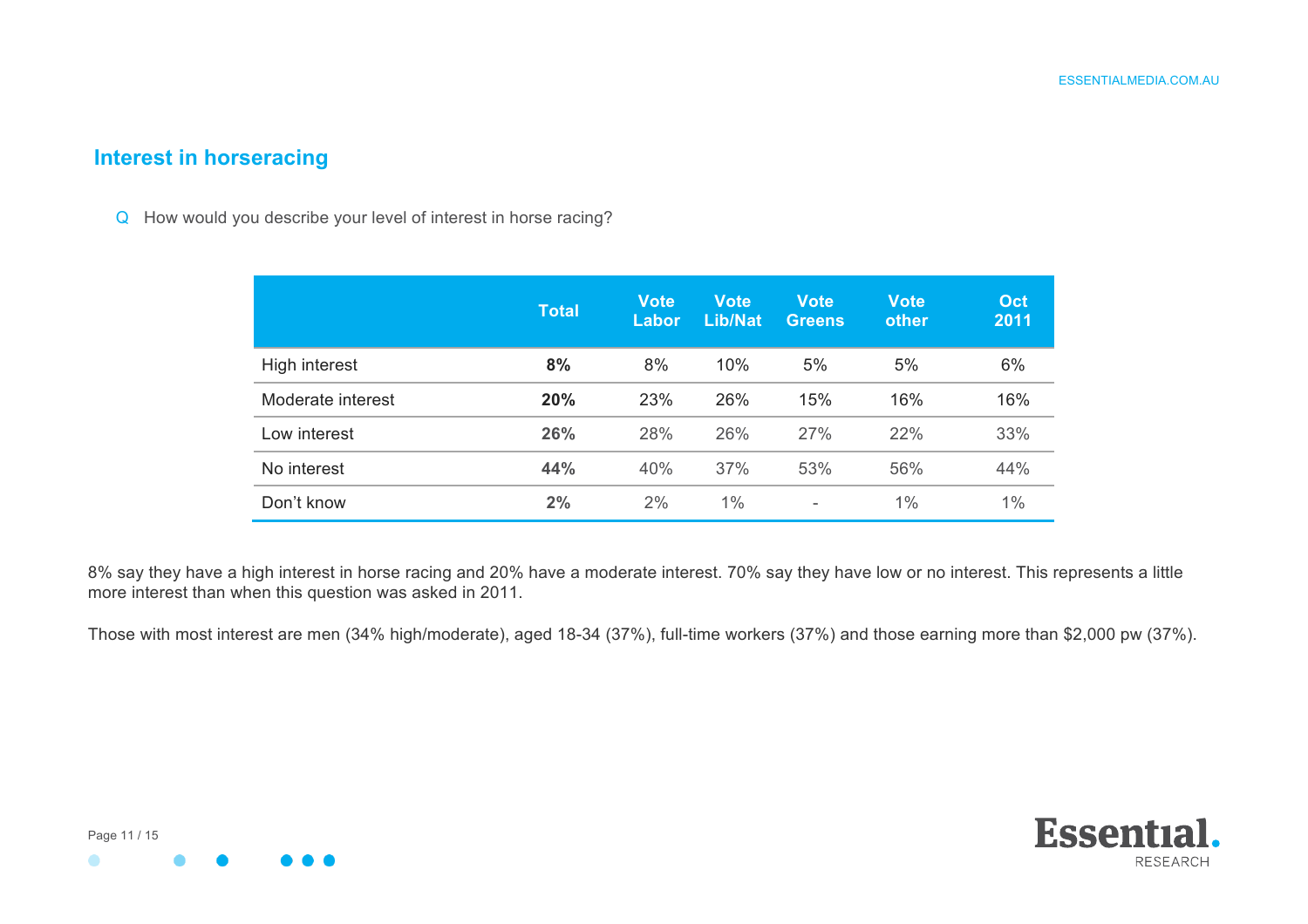## Interest in horseracing

Q How would you describe your level of interest in horse racing?

| | Total | Vote Labor | Vote Lib/Nat | Vote Greens | Vote other | Oct 2011 |
|---|---|---|---|---|---|---|
| High interest | **8%** | 8% | 10% | 5% | 5% | 6% |
| Moderate interest | **20%** | 23% | 26% | 15% | 16% | 16% |
| Low interest | **26%** | 28% | 26% | 27% | 22% | 33% |
| No interest | **44%** | 40% | 37% | 53% | 56% | 44% |
| Don't know | **2%** | 2% | 1% | - | 1% | 1% |

8% say they have a high interest in horse racing and 20% have a moderate interest. 70% say they have low or no interest. This represents a little more interest than when this question was asked in 2011.

Those with most interest are men (34% high/moderate), aged 18-34 (37%), full-time workers (37%) and those earning more than $2,000 pw (37%).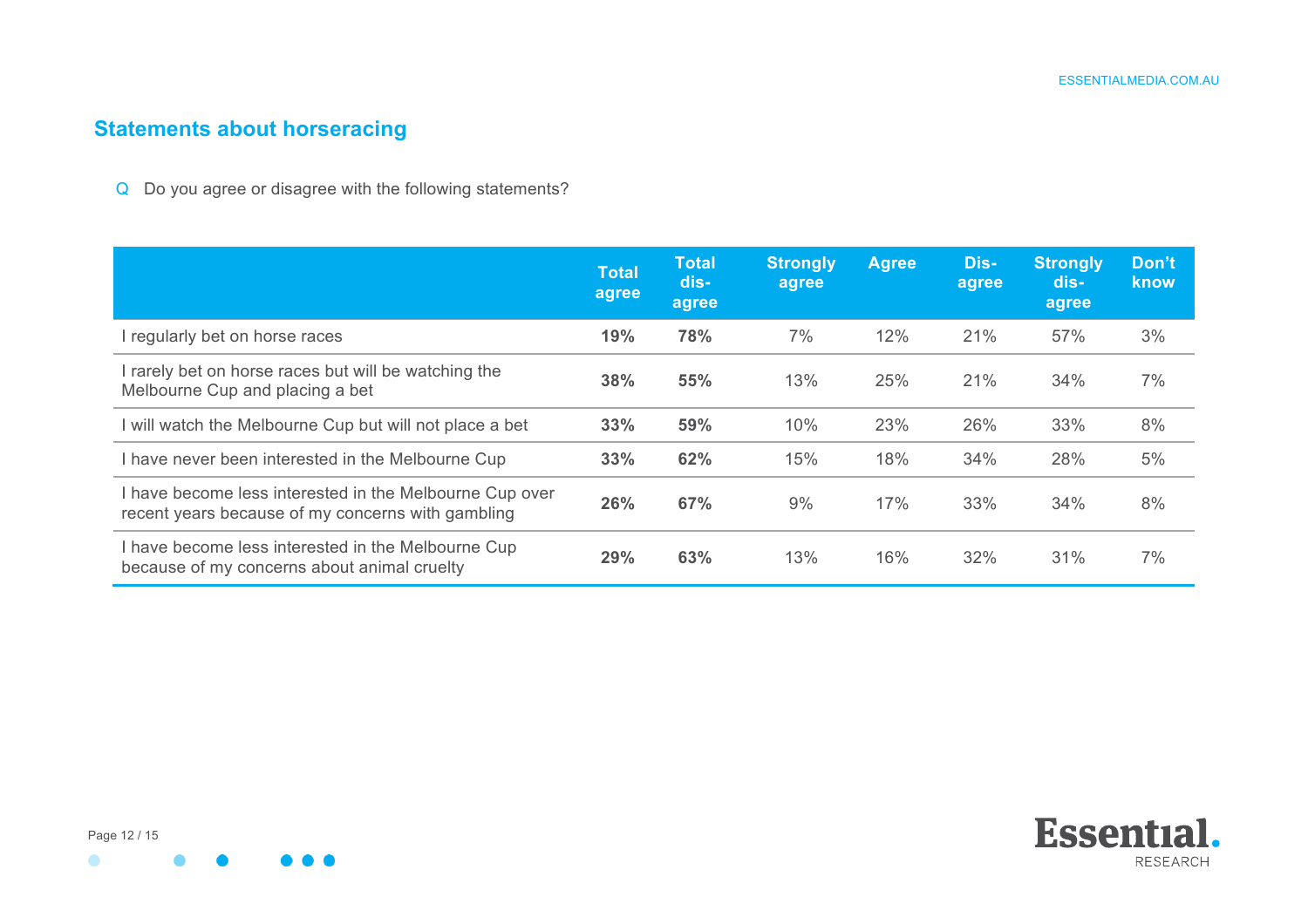## Statements about horseracing

Q Do you agree or disagree with the following statements?

| | Total agree | Total dis-agree | Strongly agree | Agree | Dis-agree | Strongly dis-agree | Don't know |
|---|---|---|---|---|---|---|---|
| I regularly bet on horse races | **19%** | **78%** | 7% | 12% | 21% | 57% | 3% |
| I rarely bet on horse races but will be watching the Melbourne Cup and placing a bet | **38%** | **55%** | 13% | 25% | 21% | 34% | 7% |
| I will watch the Melbourne Cup but will not place a bet | **33%** | **59%** | 10% | 23% | 26% | 33% | 8% |
| I have never been interested in the Melbourne Cup | **33%** | **62%** | 15% | 18% | 34% | 28% | 5% |
| I have become less interested in the Melbourne Cup over recent years because of my concerns with gambling | **26%** | **67%** | 9% | 17% | 33% | 34% | 8% |
| I have become less interested in the Melbourne Cup because of my concerns about animal cruelty | **29%** | **63%** | 13% | 16% | 32% | 31% | 7% |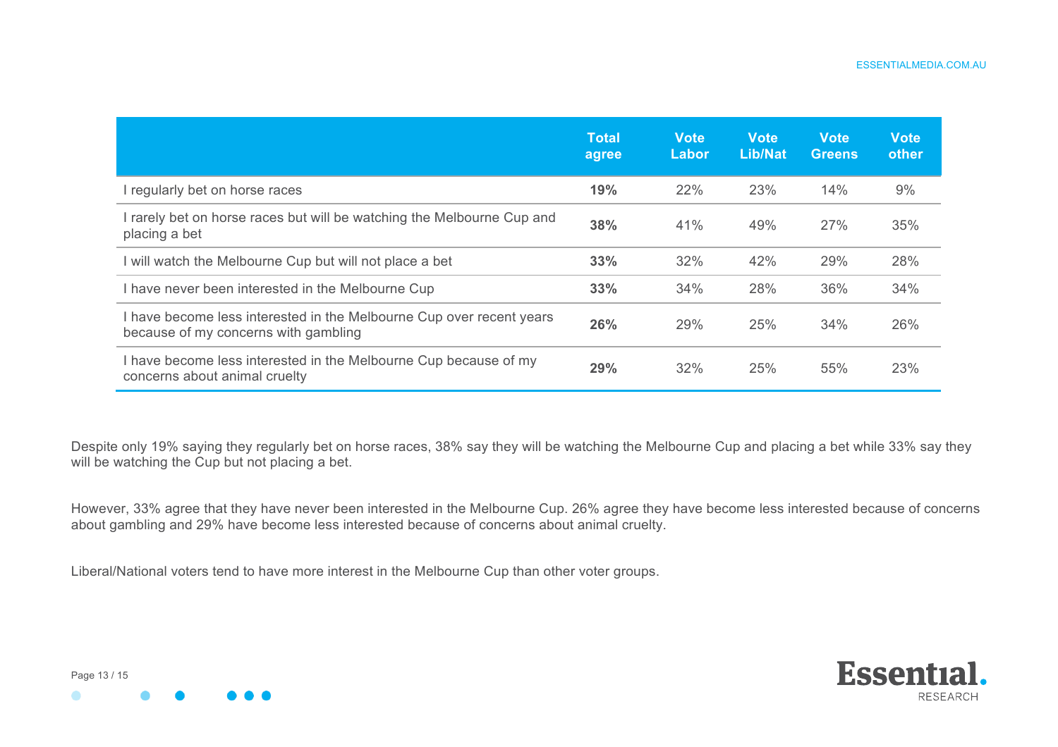| | Total agree | Vote Labor | Vote Lib/Nat | Vote Greens | Vote other |
|---|---|---|---|---|---|
| I regularly bet on horse races | **19%** | 22% | 23% | 14% | 9% |
| I rarely bet on horse races but will be watching the Melbourne Cup and placing a bet | **38%** | 41% | 49% | 27% | 35% |
| I will watch the Melbourne Cup but will not place a bet | **33%** | 32% | 42% | 29% | 28% |
| I have never been interested in the Melbourne Cup | **33%** | 34% | 28% | 36% | 34% |
| I have become less interested in the Melbourne Cup over recent years because of my concerns with gambling | **26%** | 29% | 25% | 34% | 26% |
| I have become less interested in the Melbourne Cup because of my concerns about animal cruelty | **29%** | 32% | 25% | 55% | 23% |

Despite only 19% saying they regularly bet on horse races, 38% say they will be watching the Melbourne Cup and placing a bet while 33% say they will be watching the Cup but not placing a bet.

However, 33% agree that they have never been interested in the Melbourne Cup. 26% agree they have become less interested because of concerns about gambling and 29% have become less interested because of concerns about animal cruelty.

Liberal/National voters tend to have more interest in the Melbourne Cup than other voter groups.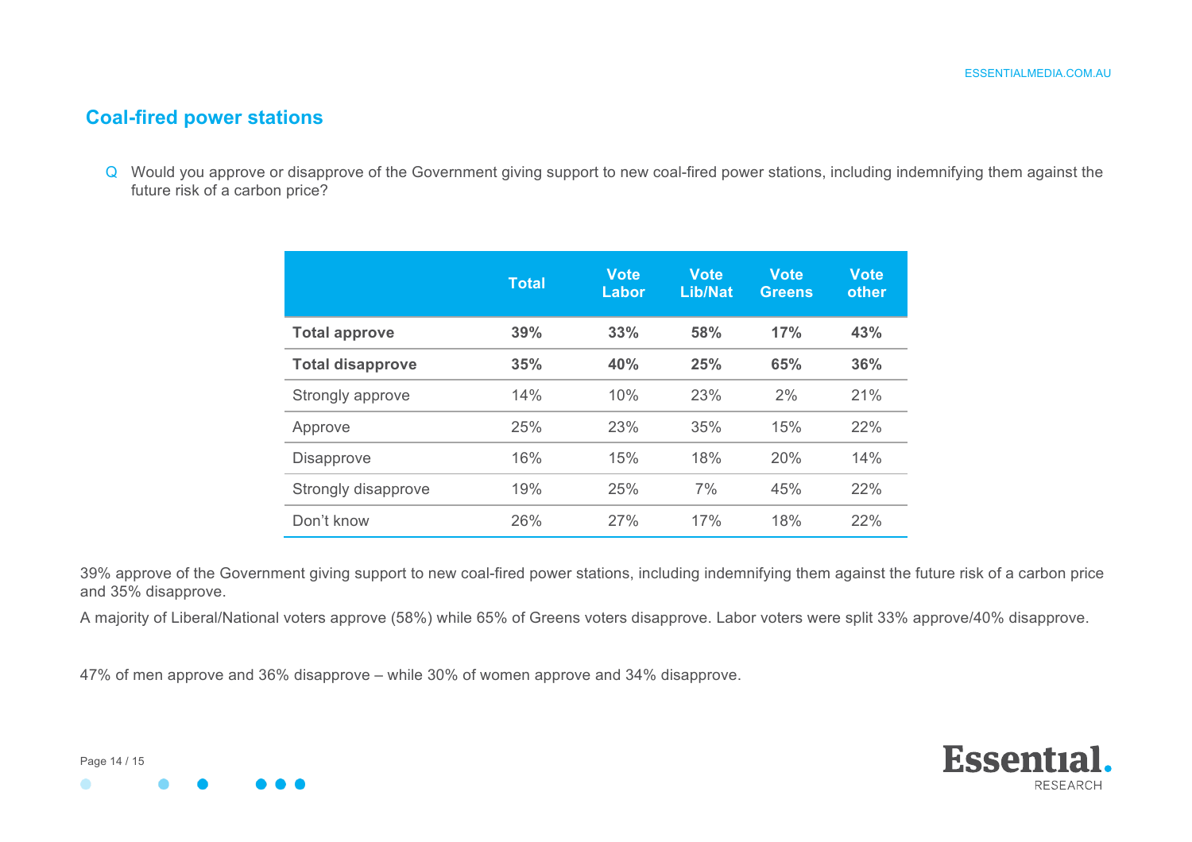## Coal-fired power stations

Q Would you approve or disapprove of the Government giving support to new coal-fired power stations, including indemnifying them against the future risk of a carbon price?

| | Total | Vote Labor | Vote Lib/Nat | Vote Greens | Vote other |
|---|---|---|---|---|---|
| **Total approve** | **39%** | **33%** | **58%** | **17%** | **43%** |
| **Total disapprove** | **35%** | **40%** | **25%** | **65%** | **36%** |
| Strongly approve | 14% | 10% | 23% | 2% | 21% |
| Approve | 25% | 23% | 35% | 15% | 22% |
| Disapprove | 16% | 15% | 18% | 20% | 14% |
| Strongly disapprove | 19% | 25% | 7% | 45% | 22% |
| Don't know | 26% | 27% | 17% | 18% | 22% |

39% approve of the Government giving support to new coal-fired power stations, including indemnifying them against the future risk of a carbon price and 35% disapprove.

A majority of Liberal/National voters approve (58%) while 65% of Greens voters disapprove. Labor voters were split 33% approve/40% disapprove.

47% of men approve and 36% disapprove – while 30% of women approve and 34% disapprove.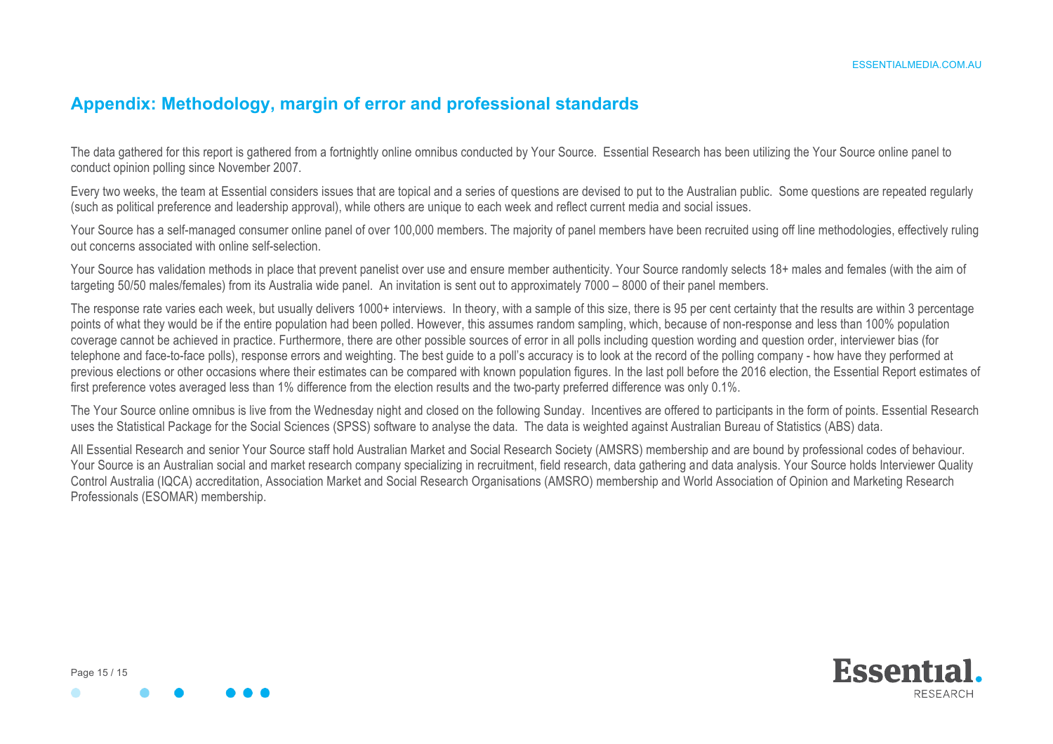## Appendix: Methodology, margin of error and professional standards

The data gathered for this report is gathered from a fortnightly online omnibus conducted by Your Source. Essential Research has been utilizing the Your Source online panel to conduct opinion polling since November 2007.

Every two weeks, the team at Essential considers issues that are topical and a series of questions are devised to put to the Australian public. Some questions are repeated regularly (such as political preference and leadership approval), while others are unique to each week and reflect current media and social issues.

Your Source has a self-managed consumer online panel of over 100,000 members. The majority of panel members have been recruited using off line methodologies, effectively ruling out concerns associated with online self-selection.

Your Source has validation methods in place that prevent panelist over use and ensure member authenticity. Your Source randomly selects 18+ males and females (with the aim of targeting 50/50 males/females) from its Australia wide panel. An invitation is sent out to approximately 7000 – 8000 of their panel members.

The response rate varies each week, but usually delivers 1000+ interviews. In theory, with a sample of this size, there is 95 per cent certainty that the results are within 3 percentage points of what they would be if the entire population had been polled. However, this assumes random sampling, which, because of non-response and less than 100% population coverage cannot be achieved in practice. Furthermore, there are other possible sources of error in all polls including question wording and question order, interviewer bias (for telephone and face-to-face polls), response errors and weighting. The best guide to a poll's accuracy is to look at the record of the polling company - how have they performed at previous elections or other occasions where their estimates can be compared with known population figures. In the last poll before the 2016 election, the Essential Report estimates of first preference votes averaged less than 1% difference from the election results and the two-party preferred difference was only 0.1%.

The Your Source online omnibus is live from the Wednesday night and closed on the following Sunday. Incentives are offered to participants in the form of points. Essential Research uses the Statistical Package for the Social Sciences (SPSS) software to analyse the data. The data is weighted against Australian Bureau of Statistics (ABS) data.

All Essential Research and senior Your Source staff hold Australian Market and Social Research Society (AMSRS) membership and are bound by professional codes of behaviour. Your Source is an Australian social and market research company specializing in recruitment, field research, data gathering and data analysis. Your Source holds Interviewer Quality Control Australia (IQCA) accreditation, Association Market and Social Research Organisations (AMSRO) membership and World Association of Opinion and Marketing Research Professionals (ESOMAR) membership.